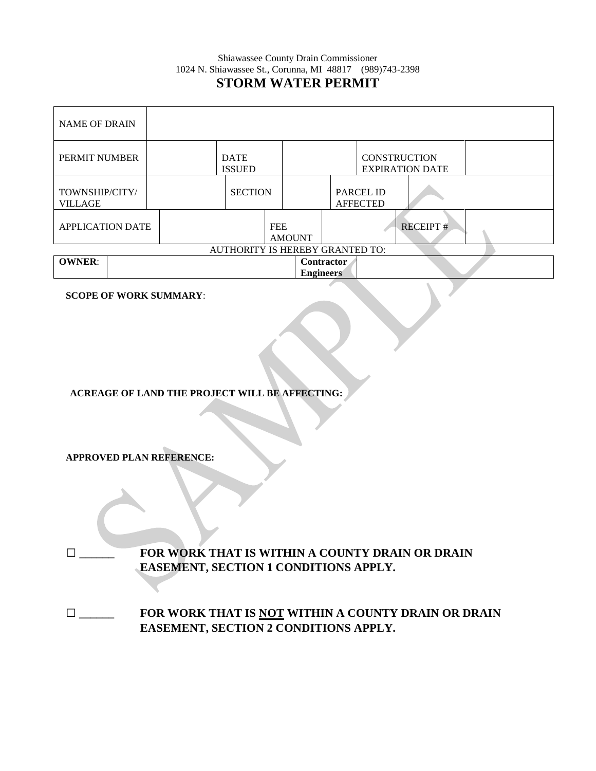Shiawassee County Drain Commissioner
1024 N. Shiawassee St., Corunna, MI 48817 (989)743-2398

# STORM WATER PERMIT

| NAME OF DRAIN | | | | | |
|---|---|---|---|---|---|
| PERMIT NUMBER | | DATE ISSUED | | CONSTRUCTION EXPIRATION DATE | |
| TOWNSHIP/CITY/ VILLAGE | | SECTION | | PARCEL ID AFFECTED | |
| APPLICATION DATE | | FEE AMOUNT | | RECEIPT # | |

AUTHORITY IS HEREBY GRANTED TO:

| **OWNER**: | | **Contractor Engineers** | |
|---|---|---|---|

**SCOPE OF WORK SUMMARY**:

**ACREAGE OF LAND THE PROJECT WILL BE AFFECTING:**

**APPROVED PLAN REFERENCE:**

☐ ______ **FOR WORK THAT IS WITHIN A COUNTY DRAIN OR DRAIN EASEMENT, SECTION 1 CONDITIONS APPLY.**

☐ ______ **FOR WORK THAT IS NOT WITHIN A COUNTY DRAIN OR DRAIN EASEMENT, SECTION 2 CONDITIONS APPLY.**

SAMPLE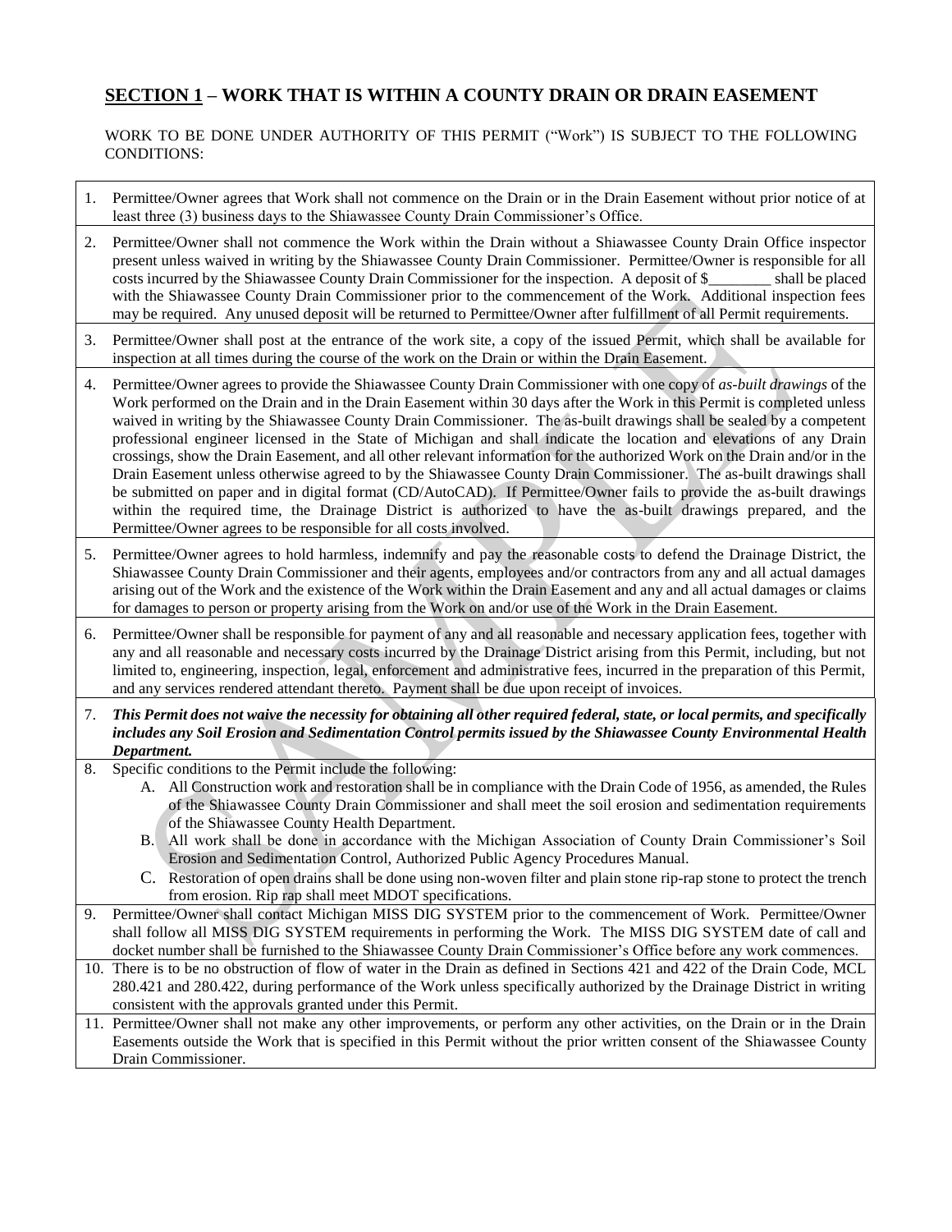## **SECTION 1** – WORK THAT IS WITHIN A COUNTY DRAIN OR DRAIN EASEMENT

WORK TO BE DONE UNDER AUTHORITY OF THIS PERMIT ("Work") IS SUBJECT TO THE FOLLOWING CONDITIONS:

1. Permittee/Owner agrees that Work shall not commence on the Drain or in the Drain Easement without prior notice of at least three (3) business days to the Shiawassee County Drain Commissioner's Office.
2. Permittee/Owner shall not commence the Work within the Drain without a Shiawassee County Drain Office inspector present unless waived in writing by the Shiawassee County Drain Commissioner. Permittee/Owner is responsible for all costs incurred by the Shiawassee County Drain Commissioner for the inspection. A deposit of $________ shall be placed with the Shiawassee County Drain Commissioner prior to the commencement of the Work. Additional inspection fees may be required. Any unused deposit will be returned to Permittee/Owner after fulfillment of all Permit requirements.
3. Permittee/Owner shall post at the entrance of the work site, a copy of the issued Permit, which shall be available for inspection at all times during the course of the work on the Drain or within the Drain Easement.
4. Permittee/Owner agrees to provide the Shiawassee County Drain Commissioner with one copy of *as-built drawings* of the Work performed on the Drain and in the Drain Easement within 30 days after the Work in this Permit is completed unless waived in writing by the Shiawassee County Drain Commissioner. The as-built drawings shall be sealed by a competent professional engineer licensed in the State of Michigan and shall indicate the location and elevations of any Drain crossings, show the Drain Easement, and all other relevant information for the authorized Work on the Drain and/or in the Drain Easement unless otherwise agreed to by the Shiawassee County Drain Commissioner. The as-built drawings shall be submitted on paper and in digital format (CD/AutoCAD). If Permittee/Owner fails to provide the as-built drawings within the required time, the Drainage District is authorized to have the as-built drawings prepared, and the Permittee/Owner agrees to be responsible for all costs involved.
5. Permittee/Owner agrees to hold harmless, indemnify and pay the reasonable costs to defend the Drainage District, the Shiawassee County Drain Commissioner and their agents, employees and/or contractors from any and all actual damages arising out of the Work and the existence of the Work within the Drain Easement and any and all actual damages or claims for damages to person or property arising from the Work on and/or use of the Work in the Drain Easement.
6. Permittee/Owner shall be responsible for payment of any and all reasonable and necessary application fees, together with any and all reasonable and necessary costs incurred by the Drainage District arising from this Permit, including, but not limited to, engineering, inspection, legal, enforcement and administrative fees, incurred in the preparation of this Permit, and any services rendered attendant thereto. Payment shall be due upon receipt of invoices.
7. ***This Permit does not waive the necessity for obtaining all other required federal, state, or local permits, and specifically includes any Soil Erosion and Sedimentation Control permits issued by the Shiawassee County Environmental Health Department.***
8. Specific conditions to the Permit include the following:
   A. All Construction work and restoration shall be in compliance with the Drain Code of 1956, as amended, the Rules of the Shiawassee County Drain Commissioner and shall meet the soil erosion and sedimentation requirements of the Shiawassee County Health Department.
   B. All work shall be done in accordance with the Michigan Association of County Drain Commissioner's Soil Erosion and Sedimentation Control, Authorized Public Agency Procedures Manual.
   C. Restoration of open drains shall be done using non-woven filter and plain stone rip-rap stone to protect the trench from erosion. Rip rap shall meet MDOT specifications.
9. Permittee/Owner shall contact Michigan MISS DIG SYSTEM prior to the commencement of Work. Permittee/Owner shall follow all MISS DIG SYSTEM requirements in performing the Work. The MISS DIG SYSTEM date of call and docket number shall be furnished to the Shiawassee County Drain Commissioner's Office before any work commences.
10. There is to be no obstruction of flow of water in the Drain as defined in Sections 421 and 422 of the Drain Code, MCL 280.421 and 280.422, during performance of the Work unless specifically authorized by the Drainage District in writing consistent with the approvals granted under this Permit.
11. Permittee/Owner shall not make any other improvements, or perform any other activities, on the Drain or in the Drain Easements outside the Work that is specified in this Permit without the prior written consent of the Shiawassee County Drain Commissioner.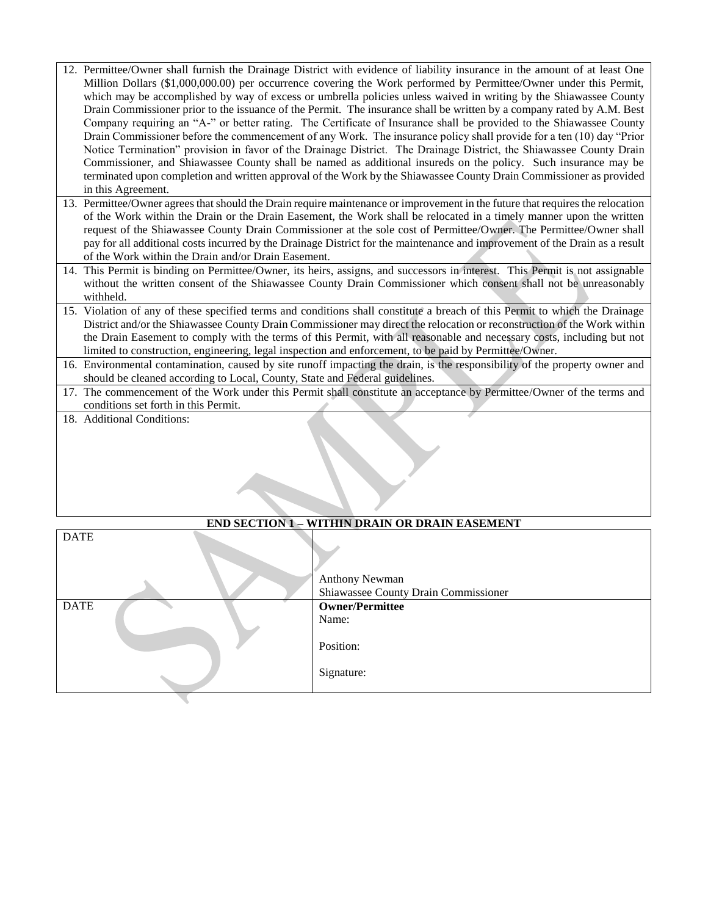12. Permittee/Owner shall furnish the Drainage District with evidence of liability insurance in the amount of at least One Million Dollars ($1,000,000.00) per occurrence covering the Work performed by Permittee/Owner under this Permit, which may be accomplished by way of excess or umbrella policies unless waived in writing by the Shiawassee County Drain Commissioner prior to the issuance of the Permit. The insurance shall be written by a company rated by A.M. Best Company requiring an "A-" or better rating. The Certificate of Insurance shall be provided to the Shiawassee County Drain Commissioner before the commencement of any Work. The insurance policy shall provide for a ten (10) day "Prior Notice Termination" provision in favor of the Drainage District. The Drainage District, the Shiawassee County Drain Commissioner, and Shiawassee County shall be named as additional insureds on the policy. Such insurance may be terminated upon completion and written approval of the Work by the Shiawassee County Drain Commissioner as provided in this Agreement.
13. Permittee/Owner agrees that should the Drain require maintenance or improvement in the future that requires the relocation of the Work within the Drain or the Drain Easement, the Work shall be relocated in a timely manner upon the written request of the Shiawassee County Drain Commissioner at the sole cost of Permittee/Owner. The Permittee/Owner shall pay for all additional costs incurred by the Drainage District for the maintenance and improvement of the Drain as a result of the Work within the Drain and/or Drain Easement.
14. This Permit is binding on Permittee/Owner, its heirs, assigns, and successors in interest. This Permit is not assignable without the written consent of the Shiawassee County Drain Commissioner which consent shall not be unreasonably withheld.
15. Violation of any of these specified terms and conditions shall constitute a breach of this Permit to which the Drainage District and/or the Shiawassee County Drain Commissioner may direct the relocation or reconstruction of the Work within the Drain Easement to comply with the terms of this Permit, with all reasonable and necessary costs, including but not limited to construction, engineering, legal inspection and enforcement, to be paid by Permittee/Owner.
16. Environmental contamination, caused by site runoff impacting the drain, is the responsibility of the property owner and should be cleaned according to Local, County, State and Federal guidelines.
17. The commencement of the Work under this Permit shall constitute an acceptance by Permittee/Owner of the terms and conditions set forth in this Permit.
18. Additional Conditions:

**END SECTION 1 – WITHIN DRAIN OR DRAIN EASEMENT**

| DATE | Anthony Newman<br>Shiawassee County Drain Commissioner |
|---|---|
| DATE | **Owner/Permittee**<br>Name:<br><br>Position:<br><br>Signature: |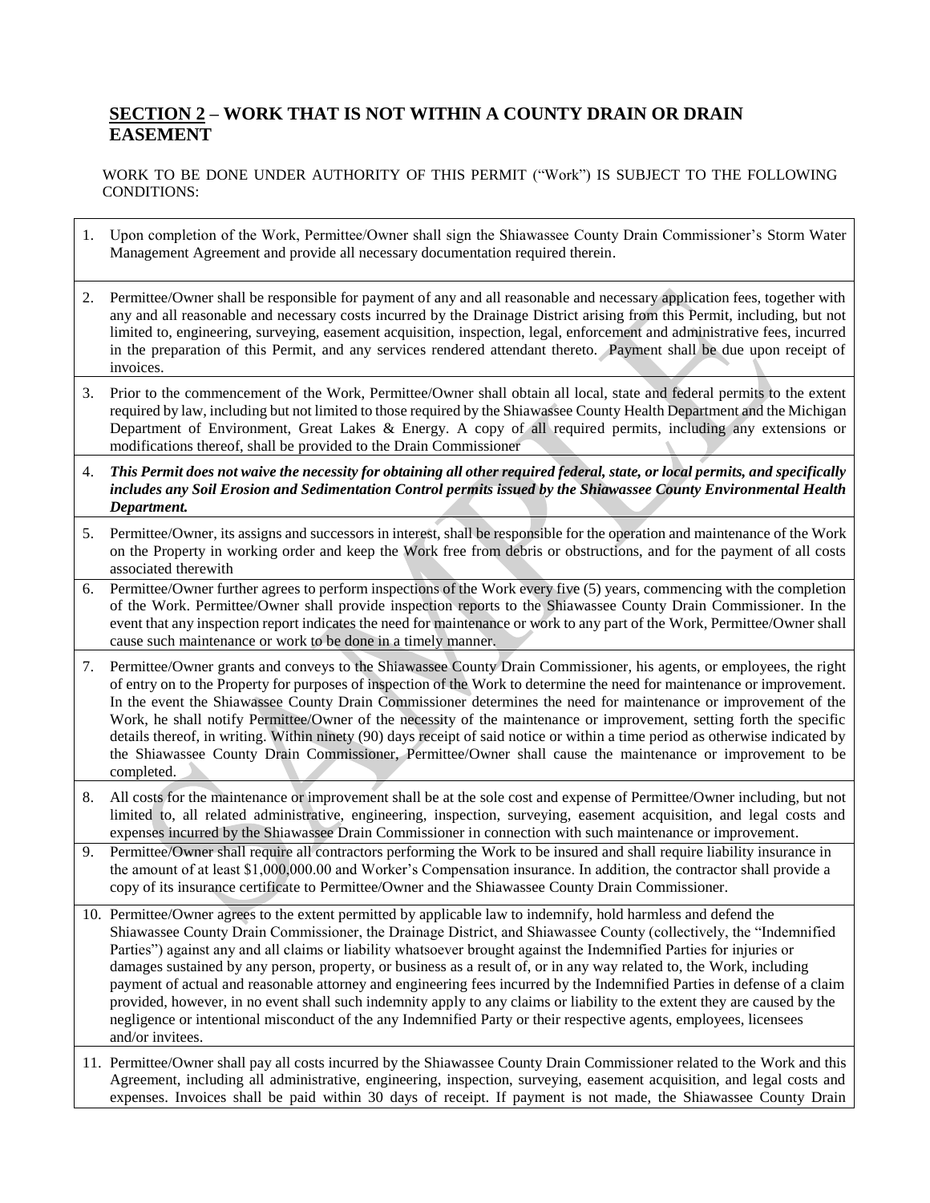## **SECTION 2** – WORK THAT IS NOT WITHIN A COUNTY DRAIN OR DRAIN EASEMENT

WORK TO BE DONE UNDER AUTHORITY OF THIS PERMIT ("Work") IS SUBJECT TO THE FOLLOWING CONDITIONS:

1. Upon completion of the Work, Permittee/Owner shall sign the Shiawassee County Drain Commissioner's Storm Water Management Agreement and provide all necessary documentation required therein.
2. Permittee/Owner shall be responsible for payment of any and all reasonable and necessary application fees, together with any and all reasonable and necessary costs incurred by the Drainage District arising from this Permit, including, but not limited to, engineering, surveying, easement acquisition, inspection, legal, enforcement and administrative fees, incurred in the preparation of this Permit, and any services rendered attendant thereto. Payment shall be due upon receipt of invoices.
3. Prior to the commencement of the Work, Permittee/Owner shall obtain all local, state and federal permits to the extent required by law, including but not limited to those required by the Shiawassee County Health Department and the Michigan Department of Environment, Great Lakes & Energy. A copy of all required permits, including any extensions or modifications thereof, shall be provided to the Drain Commissioner
4. ***This Permit does not waive the necessity for obtaining all other required federal, state, or local permits, and specifically includes any Soil Erosion and Sedimentation Control permits issued by the Shiawassee County Environmental Health Department.***
5. Permittee/Owner, its assigns and successors in interest, shall be responsible for the operation and maintenance of the Work on the Property in working order and keep the Work free from debris or obstructions, and for the payment of all costs associated therewith
6. Permittee/Owner further agrees to perform inspections of the Work every five (5) years, commencing with the completion of the Work. Permittee/Owner shall provide inspection reports to the Shiawassee County Drain Commissioner. In the event that any inspection report indicates the need for maintenance or work to any part of the Work, Permittee/Owner shall cause such maintenance or work to be done in a timely manner.
7. Permittee/Owner grants and conveys to the Shiawassee County Drain Commissioner, his agents, or employees, the right of entry on to the Property for purposes of inspection of the Work to determine the need for maintenance or improvement. In the event the Shiawassee County Drain Commissioner determines the need for maintenance or improvement of the Work, he shall notify Permittee/Owner of the necessity of the maintenance or improvement, setting forth the specific details thereof, in writing. Within ninety (90) days receipt of said notice or within a time period as otherwise indicated by the Shiawassee County Drain Commissioner, Permittee/Owner shall cause the maintenance or improvement to be completed.
8. All costs for the maintenance or improvement shall be at the sole cost and expense of Permittee/Owner including, but not limited to, all related administrative, engineering, inspection, surveying, easement acquisition, and legal costs and expenses incurred by the Shiawassee Drain Commissioner in connection with such maintenance or improvement.
9. Permittee/Owner shall require all contractors performing the Work to be insured and shall require liability insurance in the amount of at least $1,000,000.00 and Worker's Compensation insurance. In addition, the contractor shall provide a copy of its insurance certificate to Permittee/Owner and the Shiawassee County Drain Commissioner.
10. Permittee/Owner agrees to the extent permitted by applicable law to indemnify, hold harmless and defend the Shiawassee County Drain Commissioner, the Drainage District, and Shiawassee County (collectively, the "Indemnified Parties") against any and all claims or liability whatsoever brought against the Indemnified Parties for injuries or damages sustained by any person, property, or business as a result of, or in any way related to, the Work, including payment of actual and reasonable attorney and engineering fees incurred by the Indemnified Parties in defense of a claim provided, however, in no event shall such indemnity apply to any claims or liability to the extent they are caused by the negligence or intentional misconduct of the any Indemnified Party or their respective agents, employees, licensees and/or invitees.
11. Permittee/Owner shall pay all costs incurred by the Shiawassee County Drain Commissioner related to the Work and this Agreement, including all administrative, engineering, inspection, surveying, easement acquisition, and legal costs and expenses. Invoices shall be paid within 30 days of receipt. If payment is not made, the Shiawassee County Drain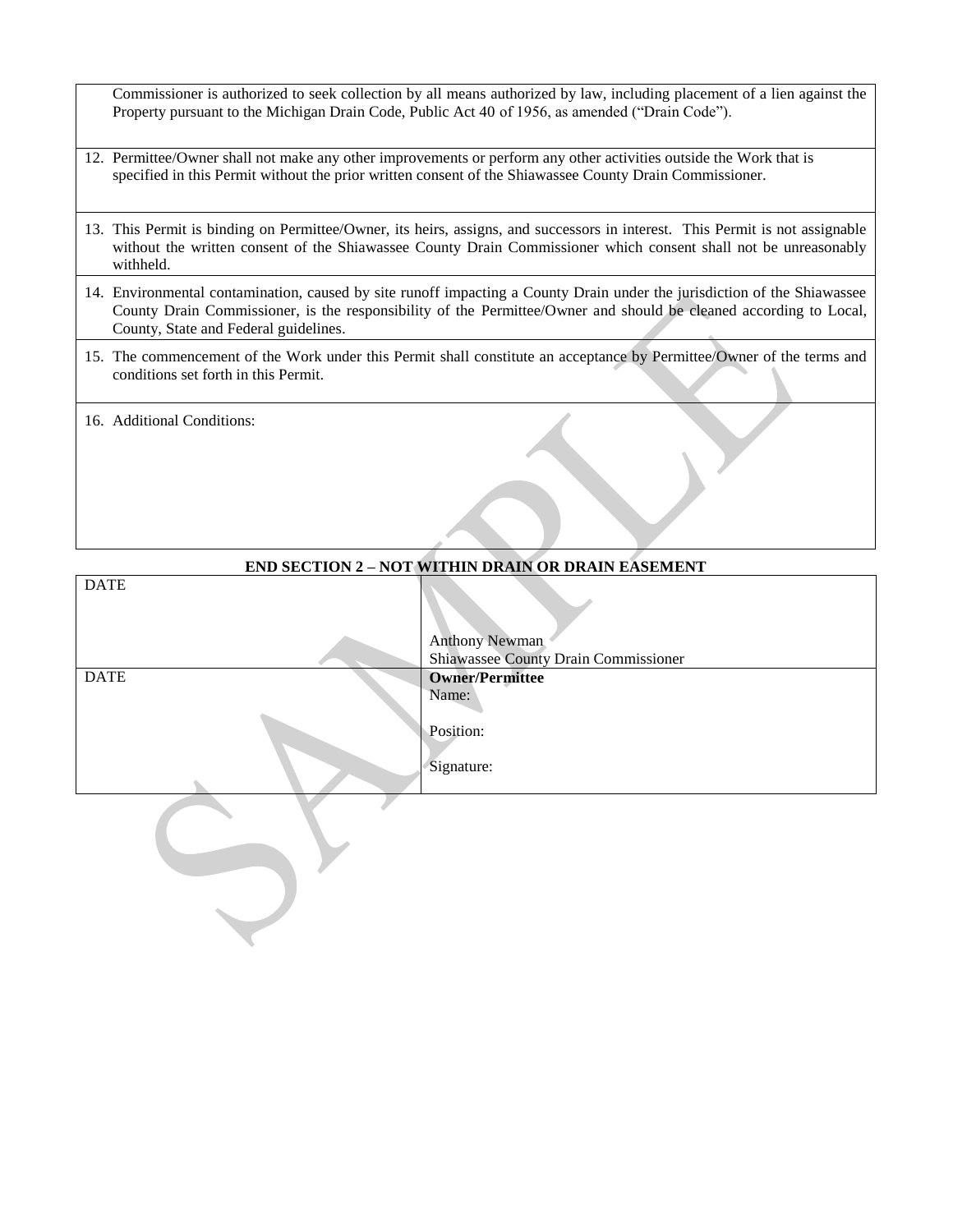Commissioner is authorized to seek collection by all means authorized by law, including placement of a lien against the Property pursuant to the Michigan Drain Code, Public Act 40 of 1956, as amended ("Drain Code").

12. Permittee/Owner shall not make any other improvements or perform any other activities outside the Work that is specified in this Permit without the prior written consent of the Shiawassee County Drain Commissioner.

13. This Permit is binding on Permittee/Owner, its heirs, assigns, and successors in interest. This Permit is not assignable without the written consent of the Shiawassee County Drain Commissioner which consent shall not be unreasonably withheld.

14. Environmental contamination, caused by site runoff impacting a County Drain under the jurisdiction of the Shiawassee County Drain Commissioner, is the responsibility of the Permittee/Owner and should be cleaned according to Local, County, State and Federal guidelines.

15. The commencement of the Work under this Permit shall constitute an acceptance by Permittee/Owner of the terms and conditions set forth in this Permit.

16. Additional Conditions:

**END SECTION 2 – NOT WITHIN DRAIN OR DRAIN EASEMENT**

| | |
|---|---|
| DATE | Anthony Newman<br>Shiawassee County Drain Commissioner |
| DATE | **Owner/Permittee**<br>Name:<br><br>Position:<br><br>Signature: |